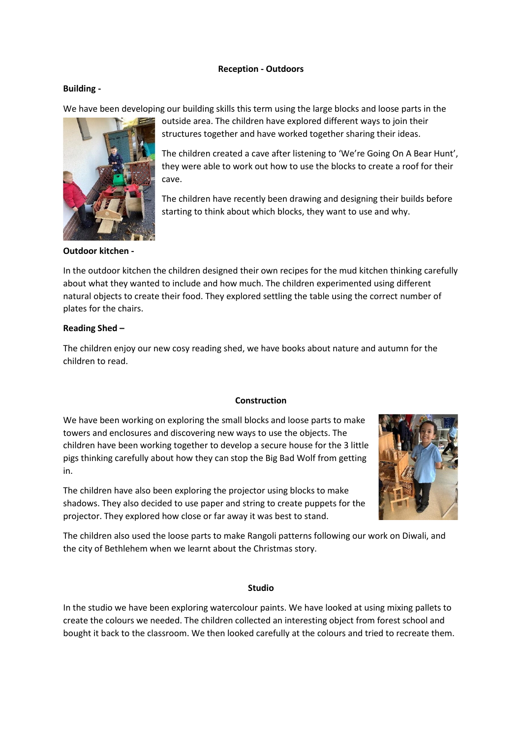**Reception - Outdoors**

**Building -**

We have been developing our building skills this term using the large blocks and loose parts in the outside area. The children have explored different ways to join their structures together and have worked together sharing their ideas.

The children created a cave after listening to 'We're Going On A Bear Hunt', they were able to work out how to use the blocks to create a roof for their cave.

The children have recently been drawing and designing their builds before starting to think about which blocks, they want to use and why.

**Outdoor kitchen -**

In the outdoor kitchen the children designed their own recipes for the mud kitchen thinking carefully about what they wanted to include and how much. The children experimented using different natural objects to create their food. They explored settling the table using the correct number of plates for the chairs.

**Reading Shed –**

The children enjoy our new cosy reading shed, we have books about nature and autumn for the children to read.

**Construction**

We have been working on exploring the small blocks and loose parts to make towers and enclosures and discovering new ways to use the objects. The children have been working together to develop a secure house for the 3 little pigs thinking carefully about how they can stop the Big Bad Wolf from getting in.

The children have also been exploring the projector using blocks to make shadows. They also decided to use paper and string to create puppets for the projector. They explored how close or far away it was best to stand.

The children also used the loose parts to make Rangoli patterns following our work on Diwali, and the city of Bethlehem when we learnt about the Christmas story.

**Studio**

In the studio we have been exploring watercolour paints. We have looked at using mixing pallets to create the colours we needed. The children collected an interesting object from forest school and bought it back to the classroom. We then looked carefully at the colours and tried to recreate them.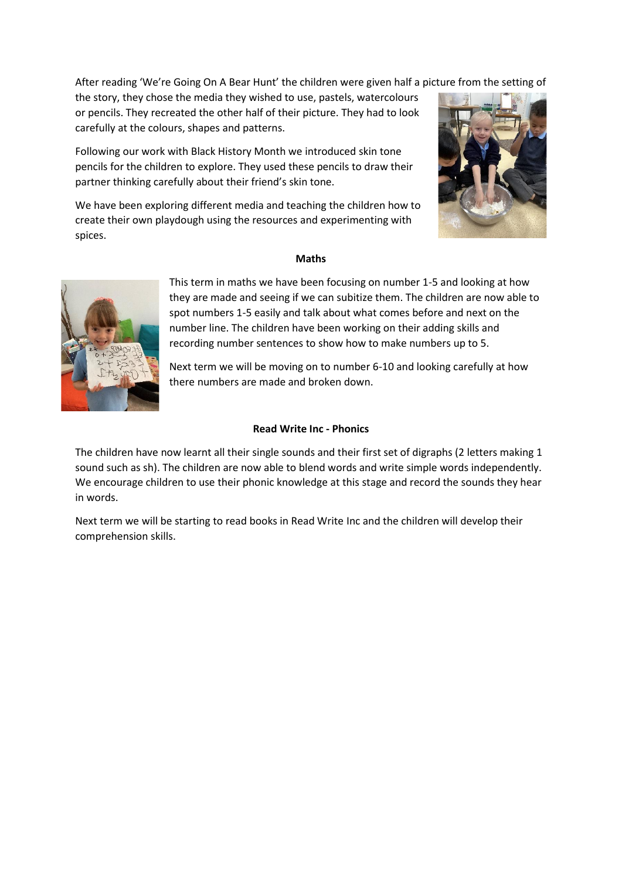After reading 'We're Going On A Bear Hunt' the children were given half a picture from the setting of the story, they chose the media they wished to use, pastels, watercolours or pencils. They recreated the other half of their picture. They had to look carefully at the colours, shapes and patterns.

Following our work with Black History Month we introduced skin tone pencils for the children to explore. They used these pencils to draw their partner thinking carefully about their friend's skin tone.

We have been exploring different media and teaching the children how to create their own playdough using the resources and experimenting with spices.

**Maths**

This term in maths we have been focusing on number 1-5 and looking at how they are made and seeing if we can subitize them. The children are now able to spot numbers 1-5 easily and talk about what comes before and next on the number line. The children have been working on their adding skills and recording number sentences to show how to make numbers up to 5.

Next term we will be moving on to number 6-10 and looking carefully at how there numbers are made and broken down.

**Read Write Inc - Phonics**

The children have now learnt all their single sounds and their first set of digraphs (2 letters making 1 sound such as sh). The children are now able to blend words and write simple words independently. We encourage children to use their phonic knowledge at this stage and record the sounds they hear in words.

Next term we will be starting to read books in Read Write Inc and the children will develop their comprehension skills.